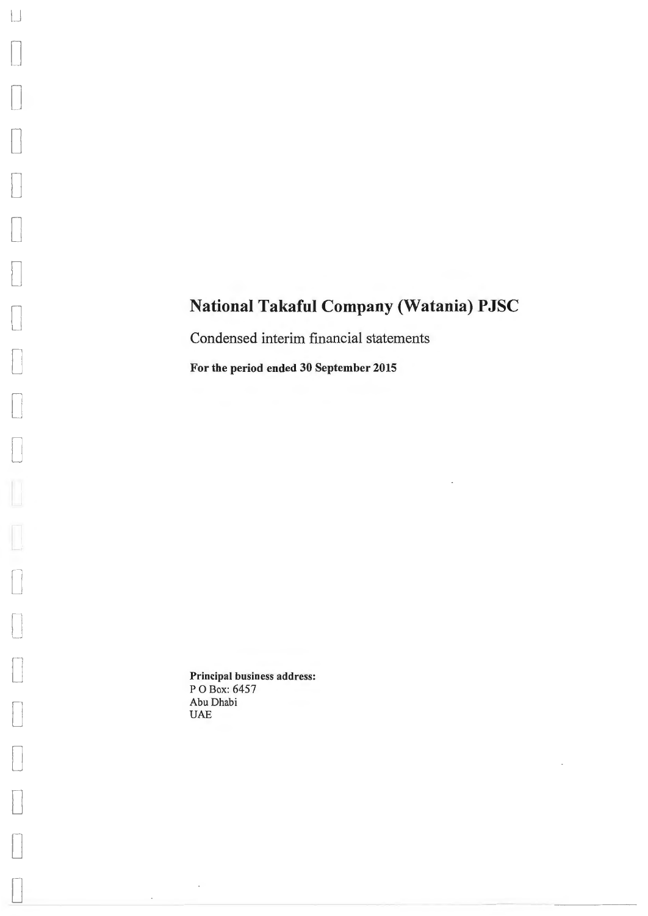# National Takaful Company (Watania) PJSC

Condensed interim financial statements

**For the period ended 30 September 2015**

**Principal business address:**
P O Box: 6457
Abu Dhabi
UAE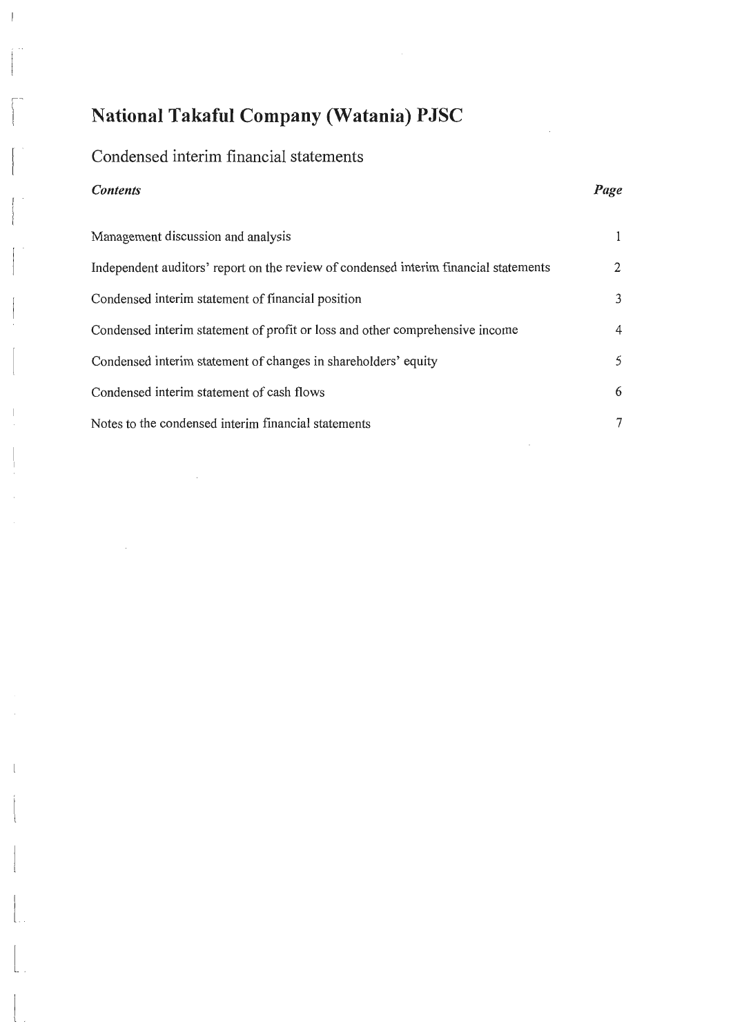# National Takaful Company (Watania) PJSC

## Condensed interim financial statements

| *Contents* | *Page* |
|---|---|
| Management discussion and analysis | 1 |
| Independent auditors' report on the review of condensed interim financial statements | 2 |
| Condensed interim statement of financial position | 3 |
| Condensed interim statement of profit or loss and other comprehensive income | 4 |
| Condensed interim statement of changes in shareholders' equity | 5 |
| Condensed interim statement of cash flows | 6 |
| Notes to the condensed interim financial statements | 7 |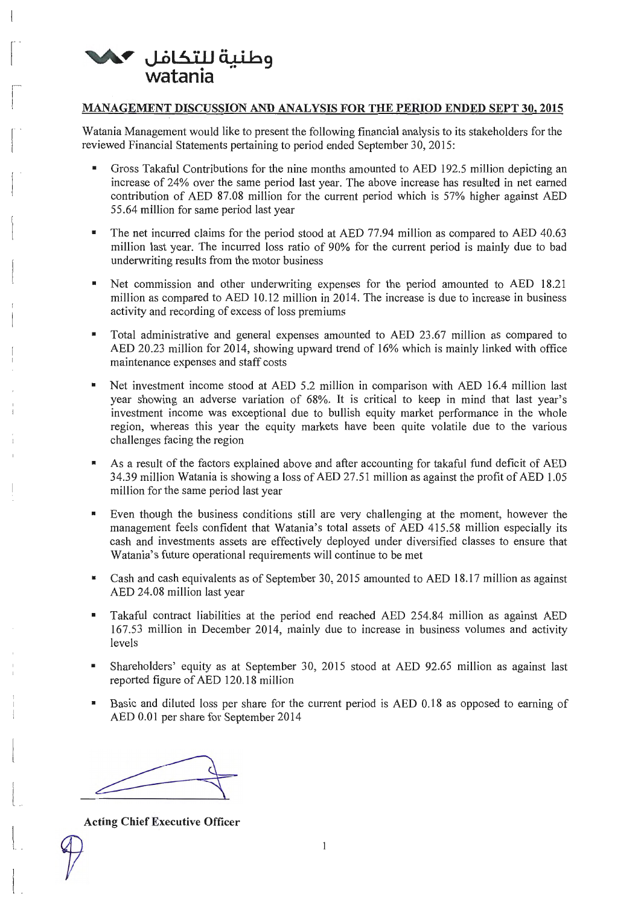وطنية للتكافل
watania

## MANAGEMENT DISCUSSION AND ANALYSIS FOR THE PERIOD ENDED SEPT 30, 2015

Watania Management would like to present the following financial analysis to its stakeholders for the reviewed Financial Statements pertaining to period ended September 30, 2015:

- Gross Takaful Contributions for the nine months amounted to AED 192.5 million depicting an increase of 24% over the same period last year. The above increase has resulted in net earned contribution of AED 87.08 million for the current period which is 57% higher against AED 55.64 million for same period last year
- The net incurred claims for the period stood at AED 77.94 million as compared to AED 40.63 million last year. The incurred loss ratio of 90% for the current period is mainly due to bad underwriting results from the motor business
- Net commission and other underwriting expenses for the period amounted to AED 18.21 million as compared to AED 10.12 million in 2014. The increase is due to increase in business activity and recording of excess of loss premiums
- Total administrative and general expenses amounted to AED 23.67 million as compared to AED 20.23 million for 2014, showing upward trend of 16% which is mainly linked with office maintenance expenses and staff costs
- Net investment income stood at AED 5.2 million in comparison with AED 16.4 million last year showing an adverse variation of 68%. It is critical to keep in mind that last year's investment income was exceptional due to bullish equity market performance in the whole region, whereas this year the equity markets have been quite volatile due to the various challenges facing the region
- As a result of the factors explained above and after accounting for takaful fund deficit of AED 34.39 million Watania is showing a loss of AED 27.51 million as against the profit of AED 1.05 million for the same period last year
- Even though the business conditions still are very challenging at the moment, however the management feels confident that Watania's total assets of AED 415.58 million especially its cash and investments assets are effectively deployed under diversified classes to ensure that Watania's future operational requirements will continue to be met
- Cash and cash equivalents as of September 30, 2015 amounted to AED 18.17 million as against AED 24.08 million last year
- Takaful contract liabilities at the period end reached AED 254.84 million as against AED 167.53 million in December 2014, mainly due to increase in business volumes and activity levels
- Shareholders' equity as at September 30, 2015 stood at AED 92.65 million as against last reported figure of AED 120.18 million
- Basic and diluted loss per share for the current period is AED 0.18 as opposed to earning of AED 0.01 per share for September 2014

**Acting Chief Executive Officer**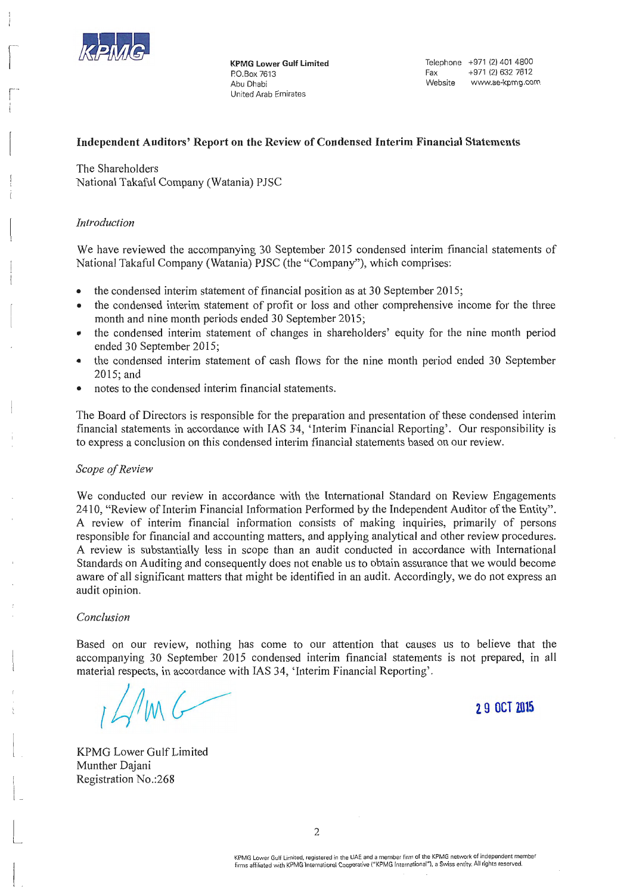**KPMG Lower Gulf Limited**
P.O.Box 7613
Abu Dhabi
United Arab Emirates

Telephone +971 (2) 401 4800
Fax +971 (2) 632 7612
Website www.ae-kpmg.com

## Independent Auditors' Report on the Review of Condensed Interim Financial Statements

The Shareholders
National Takaful Company (Watania) PJSC

*Introduction*

We have reviewed the accompanying 30 September 2015 condensed interim financial statements of National Takaful Company (Watania) PJSC (the "Company"), which comprises:

- the condensed interim statement of financial position as at 30 September 2015;
- the condensed interim statement of profit or loss and other comprehensive income for the three month and nine month periods ended 30 September 2015;
- the condensed interim statement of changes in shareholders' equity for the nine month period ended 30 September 2015;
- the condensed interim statement of cash flows for the nine month period ended 30 September 2015; and
- notes to the condensed interim financial statements.

The Board of Directors is responsible for the preparation and presentation of these condensed interim financial statements in accordance with IAS 34, 'Interim Financial Reporting'. Our responsibility is to express a conclusion on this condensed interim financial statements based on our review.

*Scope of Review*

We conducted our review in accordance with the International Standard on Review Engagements 2410, "Review of Interim Financial Information Performed by the Independent Auditor of the Entity". A review of interim financial information consists of making inquiries, primarily of persons responsible for financial and accounting matters, and applying analytical and other review procedures. A review is substantially less in scope than an audit conducted in accordance with International Standards on Auditing and consequently does not enable us to obtain assurance that we would become aware of all significant matters that might be identified in an audit. Accordingly, we do not express an audit opinion.

*Conclusion*

Based on our review, nothing has come to our attention that causes us to believe that the accompanying 30 September 2015 condensed interim financial statements is not prepared, in all material respects, in accordance with IAS 34, 'Interim Financial Reporting'.

29 OCT 2015

KPMG Lower Gulf Limited
Munther Dajani
Registration No.:268

KPMG Lower Gulf Limited, registered in the UAE and a member firm of the KPMG network of independent member firms affiliated with KPMG International Cooperative ("KPMG International"), a Swiss entity. All rights reserved.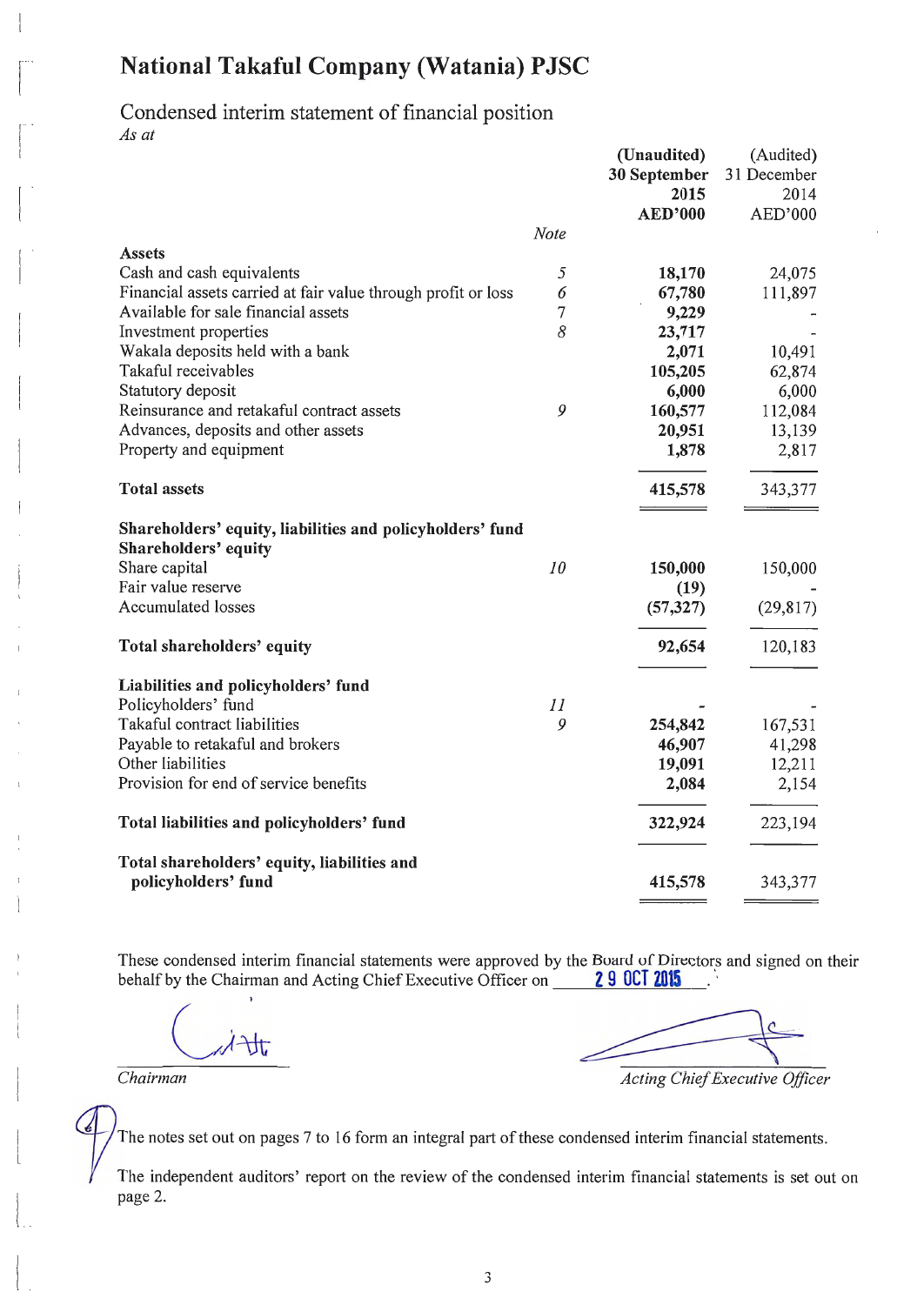# National Takaful Company (Watania) PJSC

## Condensed interim statement of financial position

*As at*

| | Note | (Unaudited) 30 September 2015 AED'000 | (Audited) 31 December 2014 AED'000 |
|---|---|---|---|
| **Assets** | | | |
| Cash and cash equivalents | 5 | **18,170** | 24,075 |
| Financial assets carried at fair value through profit or loss | 6 | **67,780** | 111,897 |
| Available for sale financial assets | 7 | **9,229** | - |
| Investment properties | 8 | **23,717** | - |
| Wakala deposits held with a bank | | **2,071** | 10,491 |
| Takaful receivables | | **105,205** | 62,874 |
| Statutory deposit | | **6,000** | 6,000 |
| Reinsurance and retakaful contract assets | 9 | **160,577** | 112,084 |
| Advances, deposits and other assets | | **20,951** | 13,139 |
| Property and equipment | | **1,878** | 2,817 |
| **Total assets** | | **415,578** | 343,377 |
| **Shareholders' equity, liabilities and policyholders' fund** | | | |
| **Shareholders' equity** | | | |
| Share capital | 10 | **150,000** | 150,000 |
| Fair value reserve | | **(19)** | - |
| Accumulated losses | | **(57,327)** | (29,817) |
| **Total shareholders' equity** | | **92,654** | 120,183 |
| **Liabilities and policyholders' fund** | | | |
| Policyholders' fund | 11 | **-** | - |
| Takaful contract liabilities | 9 | **254,842** | 167,531 |
| Payable to retakaful and brokers | | **46,907** | 41,298 |
| Other liabilities | | **19,091** | 12,211 |
| Provision for end of service benefits | | **2,084** | 2,154 |
| **Total liabilities and policyholders' fund** | | **322,924** | 223,194 |
| **Total shareholders' equity, liabilities and policyholders' fund** | | **415,578** | 343,377 |

These condensed interim financial statements were approved by the Board of Directors and signed on their behalf by the Chairman and Acting Chief Executive Officer on 29 OCT 2015.

*Chairman*

*Acting Chief Executive Officer*

The notes set out on pages 7 to 16 form an integral part of these condensed interim financial statements.

The independent auditors' report on the review of the condensed interim financial statements is set out on page 2.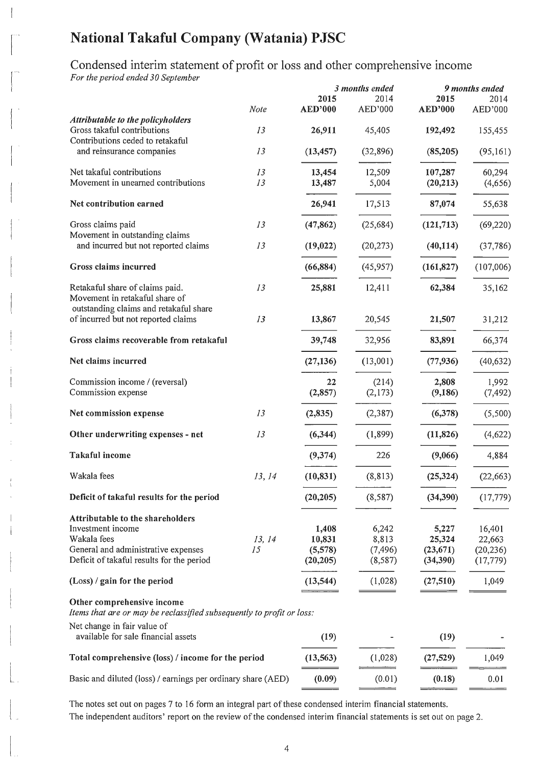# National Takaful Company (Watania) PJSC

## Condensed interim statement of profit or loss and other comprehensive income

*For the period ended 30 September*

| | Note | *3 months ended* | | *9 months ended* | |
|---|---|---|---|---|---|
| | | **2015** | 2014 | **2015** | 2014 |
| | | **AED'000** | AED'000 | **AED'000** | AED'000 |
| ***Attributable to the policyholders*** | | | | | |
| Gross takaful contributions | *13* | **26,911** | 45,405 | **192,492** | 155,455 |
| Contributions ceded to retakaful and reinsurance companies | *13* | **(13,457)** | (32,896) | **(85,205)** | (95,161) |
| Net takaful contributions | *13* | **13,454** | 12,509 | **107,287** | 60,294 |
| Movement in unearned contributions | *13* | **13,487** | 5,004 | **(20,213)** | (4,656) |
| **Net contribution earned** | | **26,941** | 17,513 | **87,074** | 55,638 |
| Gross claims paid | *13* | **(47,862)** | (25,684) | **(121,713)** | (69,220) |
| Movement in outstanding claims and incurred but not reported claims | *13* | **(19,022)** | (20,273) | **(40,114)** | (37,786) |
| **Gross claims incurred** | | **(66,884)** | (45,957) | **(161,827)** | (107,006) |
| Retakaful share of claims paid. | *13* | **25,881** | 12,411 | **62,384** | 35,162 |
| Movement in retakaful share of outstanding claims and retakaful share of incurred but not reported claims | *13* | **13,867** | 20,545 | **21,507** | 31,212 |
| **Gross claims recoverable from retakaful** | | **39,748** | 32,956 | **83,891** | 66,374 |
| **Net claims incurred** | | **(27,136)** | (13,001) | **(77,936)** | (40,632) |
| Commission income / (reversal) | | **22** | (214) | **2,808** | 1,992 |
| Commission expense | | **(2,857)** | (2,173) | **(9,186)** | (7,492) |
| **Net commission expense** | *13* | **(2,835)** | (2,387) | **(6,378)** | (5,500) |
| **Other underwriting expenses - net** | *13* | **(6,344)** | (1,899) | **(11,826)** | (4,622) |
| **Takaful income** | | **(9,374)** | 226 | **(9,066)** | 4,884 |
| Wakala fees | *13, 14* | **(10,831)** | (8,813) | **(25,324)** | (22,663) |
| **Deficit of takaful results for the period** | | **(20,205)** | (8,587) | **(34,390)** | (17,779) |
| **Attributable to the shareholders** | | | | | |
| Investment income | | **1,408** | 6,242 | **5,227** | 16,401 |
| Wakala fees | *13, 14* | **10,831** | 8,813 | **25,324** | 22,663 |
| General and administrative expenses | *15* | **(5,578)** | (7,496) | **(23,671)** | (20,236) |
| Deficit of takaful results for the period | | **(20,205)** | (8,587) | **(34,390)** | (17,779) |
| **(Loss) / gain for the period** | | **(13,544)** | (1,028) | **(27,510)** | 1,049 |
| **Other comprehensive income** | | | | | |
| *Items that are or may be reclassified subsequently to profit or loss:* | | | | | |
| Net change in fair value of available for sale financial assets | | **(19)** | - | **(19)** | - |
| **Total comprehensive (loss) / income for the period** | | **(13,563)** | (1,028) | **(27,529)** | 1,049 |
| Basic and diluted (loss) / earnings per ordinary share (AED) | | **(0.09)** | (0.01) | **(0.18)** | 0.01 |

The notes set out on pages 7 to 16 form an integral part of these condensed interim financial statements.

The independent auditors' report on the review of the condensed interim financial statements is set out on page 2.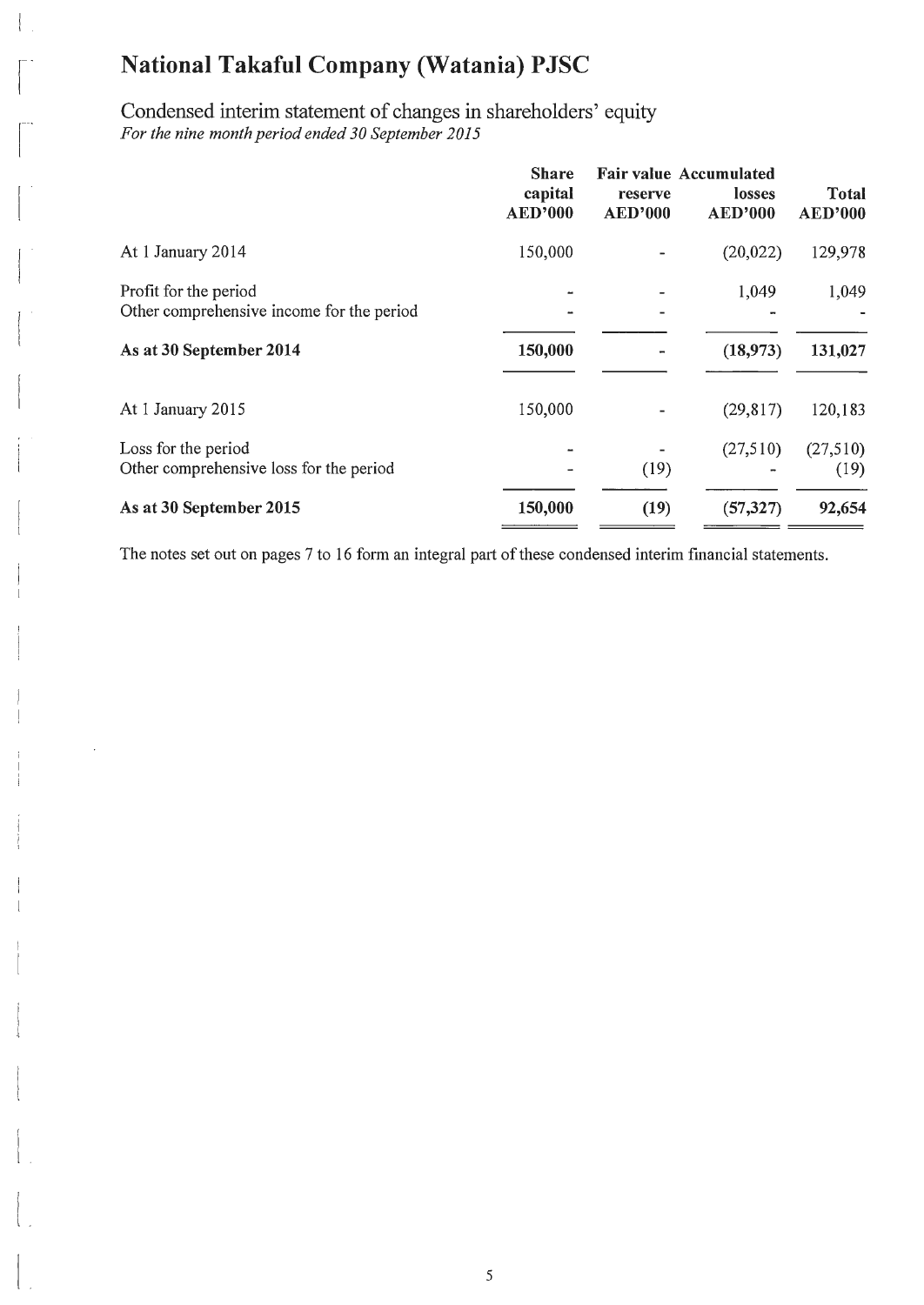# National Takaful Company (Watania) PJSC

## Condensed interim statement of changes in shareholders' equity

*For the nine month period ended 30 September 2015*

| | Share capital AED'000 | Fair value reserve AED'000 | Accumulated losses AED'000 | Total AED'000 |
|---|---|---|---|---|
| At 1 January 2014 | 150,000 | - | (20,022) | 129,978 |
| Profit for the period | - | - | 1,049 | 1,049 |
| Other comprehensive income for the period | - | - | - | - |
| **As at 30 September 2014** | **150,000** | **-** | **(18,973)** | **131,027** |
| At 1 January 2015 | 150,000 | - | (29,817) | 120,183 |
| Loss for the period | - | - | (27,510) | (27,510) |
| Other comprehensive loss for the period | - | (19) | - | (19) |
| **As at 30 September 2015** | **150,000** | **(19)** | **(57,327)** | **92,654** |

The notes set out on pages 7 to 16 form an integral part of these condensed interim financial statements.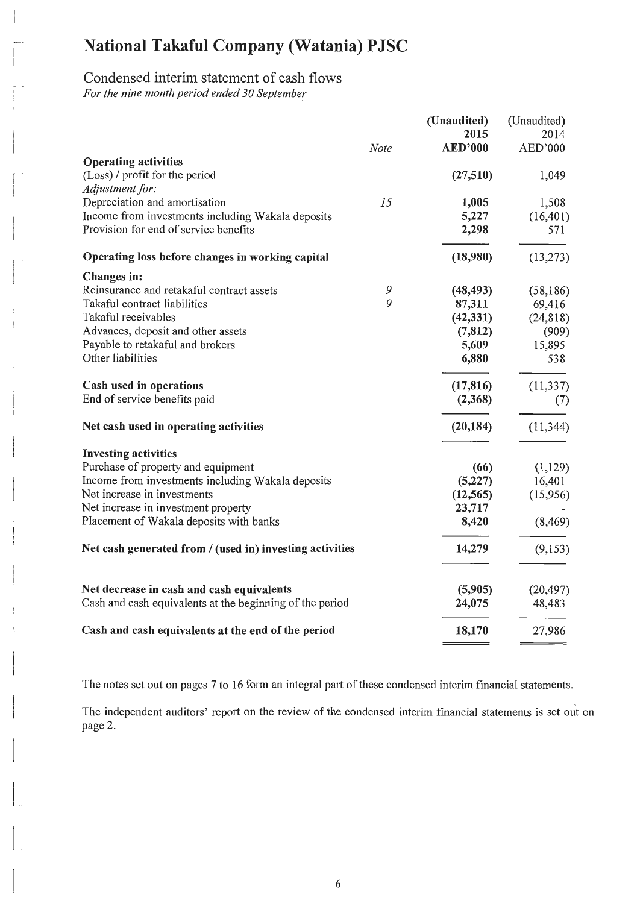# National Takaful Company (Watania) PJSC

## Condensed interim statement of cash flows

*For the nine month period ended 30 September*

| | Note | (Unaudited) 2015 AED'000 | (Unaudited) 2014 AED'000 |
|---|---|---|---|
| **Operating activities** | | | |
| (Loss) / profit for the period | | **(27,510)** | 1,049 |
| *Adjustment for:* | | | |
| Depreciation and amortisation | *15* | **1,005** | 1,508 |
| Income from investments including Wakala deposits | | **5,227** | (16,401) |
| Provision for end of service benefits | | **2,298** | 571 |
| **Operating loss before changes in working capital** | | **(18,980)** | (13,273) |
| **Changes in:** | | | |
| Reinsurance and retakaful contract assets | *9* | **(48,493)** | (58,186) |
| Takaful contract liabilities | *9* | **87,311** | 69,416 |
| Takaful receivables | | **(42,331)** | (24,818) |
| Advances, deposit and other assets | | **(7,812)** | (909) |
| Payable to retakaful and brokers | | **5,609** | 15,895 |
| Other liabilities | | **6,880** | 538 |
| **Cash used in operations** | | **(17,816)** | (11,337) |
| End of service benefits paid | | **(2,368)** | (7) |
| **Net cash used in operating activities** | | **(20,184)** | (11,344) |
| **Investing activities** | | | |
| Purchase of property and equipment | | **(66)** | (1,129) |
| Income from investments including Wakala deposits | | **(5,227)** | 16,401 |
| Net increase in investments | | **(12,565)** | (15,956) |
| Net increase in investment property | | **23,717** | - |
| Placement of Wakala deposits with banks | | **8,420** | (8,469) |
| **Net cash generated from / (used in) investing activities** | | **14,279** | (9,153) |
| **Net decrease in cash and cash equivalents** | | **(5,905)** | (20,497) |
| Cash and cash equivalents at the beginning of the period | | **24,075** | 48,483 |
| **Cash and cash equivalents at the end of the period** | | **18,170** | 27,986 |

The notes set out on pages 7 to 16 form an integral part of these condensed interim financial statements.

The independent auditors' report on the review of the condensed interim financial statements is set out on page 2.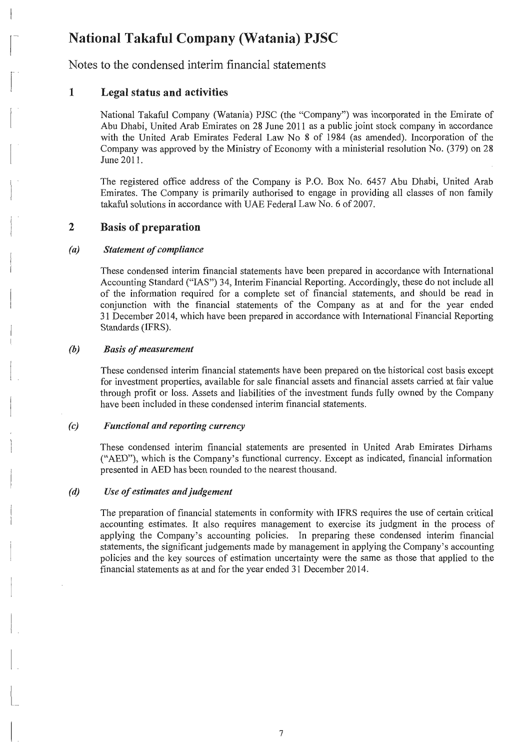# National Takaful Company (Watania) PJSC

Notes to the condensed interim financial statements

## 1 Legal status and activities

National Takaful Company (Watania) PJSC (the "Company") was incorporated in the Emirate of Abu Dhabi, United Arab Emirates on 28 June 2011 as a public joint stock company in accordance with the United Arab Emirates Federal Law No 8 of 1984 (as amended). Incorporation of the Company was approved by the Ministry of Economy with a ministerial resolution No. (379) on 28 June 2011.

The registered office address of the Company is P.O. Box No. 6457 Abu Dhabi, United Arab Emirates. The Company is primarily authorised to engage in providing all classes of non family takaful solutions in accordance with UAE Federal Law No. 6 of 2007.

## 2 Basis of preparation

### *(a) Statement of compliance*

These condensed interim financial statements have been prepared in accordance with International Accounting Standard ("IAS") 34, Interim Financial Reporting. Accordingly, these do not include all of the information required for a complete set of financial statements, and should be read in conjunction with the financial statements of the Company as at and for the year ended 31 December 2014, which have been prepared in accordance with International Financial Reporting Standards (IFRS).

### *(b) Basis of measurement*

These condensed interim financial statements have been prepared on the historical cost basis except for investment properties, available for sale financial assets and financial assets carried at fair value through profit or loss. Assets and liabilities of the investment funds fully owned by the Company have been included in these condensed interim financial statements.

### *(c) Functional and reporting currency*

These condensed interim financial statements are presented in United Arab Emirates Dirhams ("AED"), which is the Company's functional currency. Except as indicated, financial information presented in AED has been rounded to the nearest thousand.

### *(d) Use of estimates and judgement*

The preparation of financial statements in conformity with IFRS requires the use of certain critical accounting estimates. It also requires management to exercise its judgment in the process of applying the Company's accounting policies. In preparing these condensed interim financial statements, the significant judgements made by management in applying the Company's accounting policies and the key sources of estimation uncertainty were the same as those that applied to the financial statements as at and for the year ended 31 December 2014.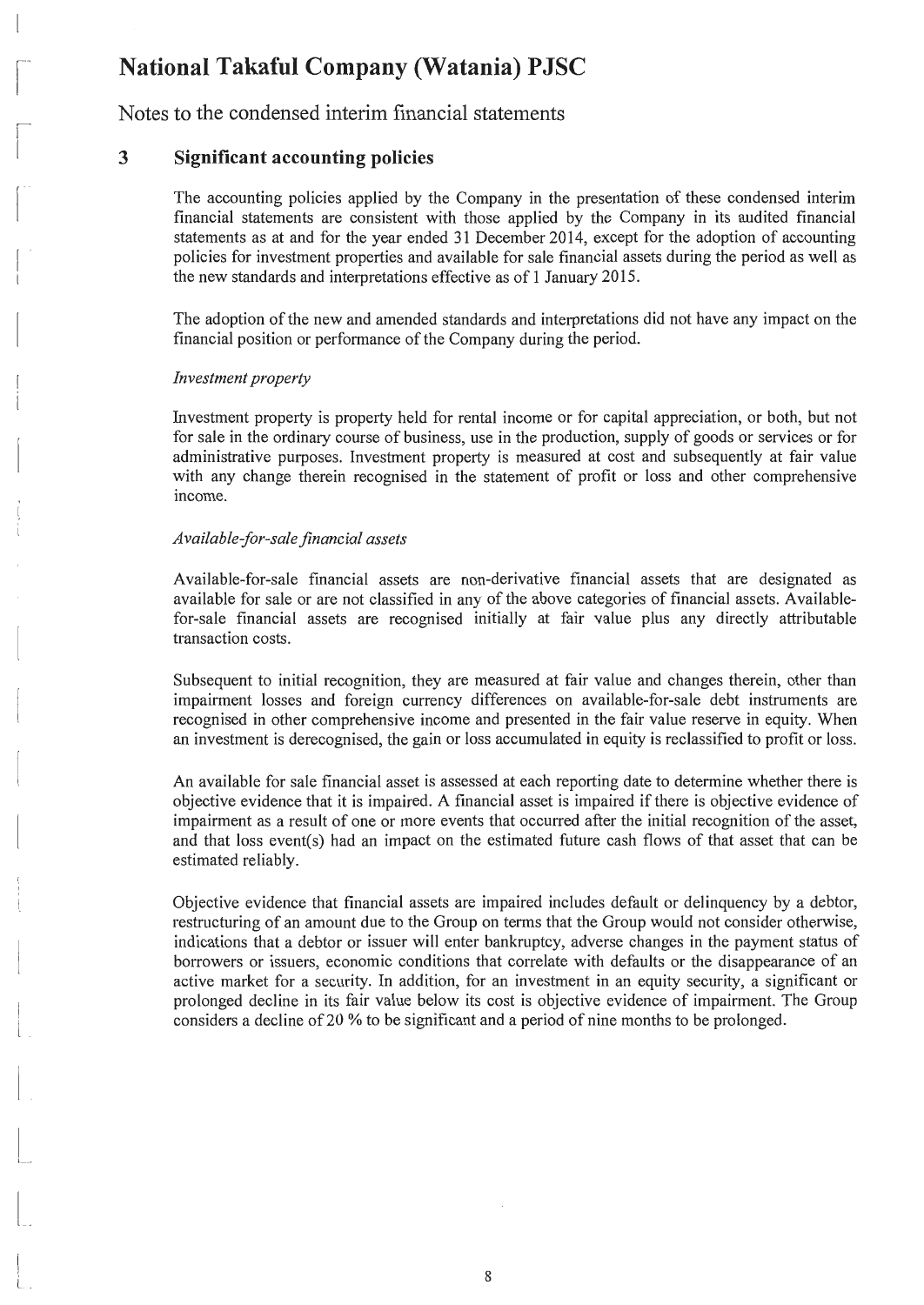# National Takaful Company (Watania) PJSC

Notes to the condensed interim financial statements

## 3 Significant accounting policies

The accounting policies applied by the Company in the presentation of these condensed interim financial statements are consistent with those applied by the Company in its audited financial statements as at and for the year ended 31 December 2014, except for the adoption of accounting policies for investment properties and available for sale financial assets during the period as well as the new standards and interpretations effective as of 1 January 2015.

The adoption of the new and amended standards and interpretations did not have any impact on the financial position or performance of the Company during the period.

*Investment property*

Investment property is property held for rental income or for capital appreciation, or both, but not for sale in the ordinary course of business, use in the production, supply of goods or services or for administrative purposes. Investment property is measured at cost and subsequently at fair value with any change therein recognised in the statement of profit or loss and other comprehensive income.

*Available-for-sale financial assets*

Available-for-sale financial assets are non-derivative financial assets that are designated as available for sale or are not classified in any of the above categories of financial assets. Available-for-sale financial assets are recognised initially at fair value plus any directly attributable transaction costs.

Subsequent to initial recognition, they are measured at fair value and changes therein, other than impairment losses and foreign currency differences on available-for-sale debt instruments are recognised in other comprehensive income and presented in the fair value reserve in equity. When an investment is derecognised, the gain or loss accumulated in equity is reclassified to profit or loss.

An available for sale financial asset is assessed at each reporting date to determine whether there is objective evidence that it is impaired. A financial asset is impaired if there is objective evidence of impairment as a result of one or more events that occurred after the initial recognition of the asset, and that loss event(s) had an impact on the estimated future cash flows of that asset that can be estimated reliably.

Objective evidence that financial assets are impaired includes default or delinquency by a debtor, restructuring of an amount due to the Group on terms that the Group would not consider otherwise, indications that a debtor or issuer will enter bankruptcy, adverse changes in the payment status of borrowers or issuers, economic conditions that correlate with defaults or the disappearance of an active market for a security. In addition, for an investment in an equity security, a significant or prolonged decline in its fair value below its cost is objective evidence of impairment. The Group considers a decline of 20 % to be significant and a period of nine months to be prolonged.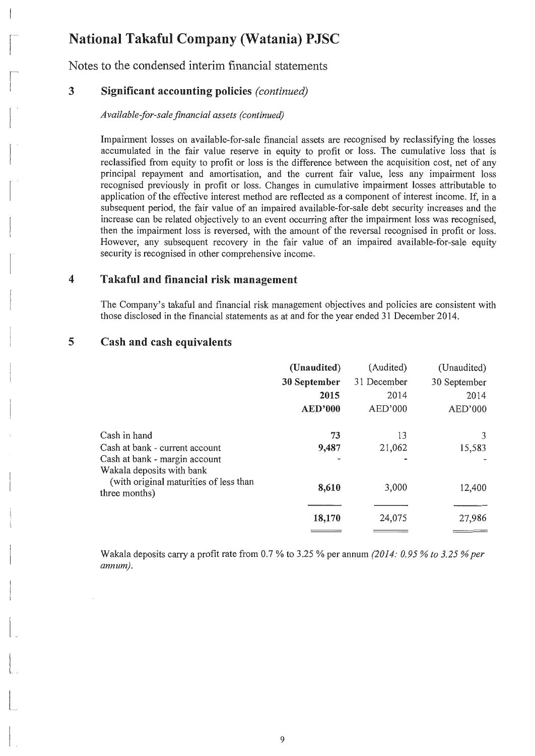# National Takaful Company (Watania) PJSC

Notes to the condensed interim financial statements

## 3 Significant accounting policies *(continued)*

*Available-for-sale financial assets (continued)*

Impairment losses on available-for-sale financial assets are recognised by reclassifying the losses accumulated in the fair value reserve in equity to profit or loss. The cumulative loss that is reclassified from equity to profit or loss is the difference between the acquisition cost, net of any principal repayment and amortisation, and the current fair value, less any impairment loss recognised previously in profit or loss. Changes in cumulative impairment losses attributable to application of the effective interest method are reflected as a component of interest income. If, in a subsequent period, the fair value of an impaired available-for-sale debt security increases and the increase can be related objectively to an event occurring after the impairment loss was recognised, then the impairment loss is reversed, with the amount of the reversal recognised in profit or loss. However, any subsequent recovery in the fair value of an impaired available-for-sale equity security is recognised in other comprehensive income.

## 4 Takaful and financial risk management

The Company's takaful and financial risk management objectives and policies are consistent with those disclosed in the financial statements as at and for the year ended 31 December 2014.

## 5 Cash and cash equivalents

| | **(Unaudited) 30 September 2015 AED'000** | (Audited) 31 December 2014 AED'000 | (Unaudited) 30 September 2014 AED'000 |
|---|---|---|---|
| Cash in hand | **73** | 13 | 3 |
| Cash at bank - current account | **9,487** | 21,062 | 15,583 |
| Cash at bank - margin account | - | - | - |
| Wakala deposits with bank (with original maturities of less than three months) | **8,610** | 3,000 | 12,400 |
| | **18,170** | 24,075 | 27,986 |

Wakala deposits carry a profit rate from 0.7 % to 3.25 % per annum *(2014: 0.95 % to 3.25 % per annum)*.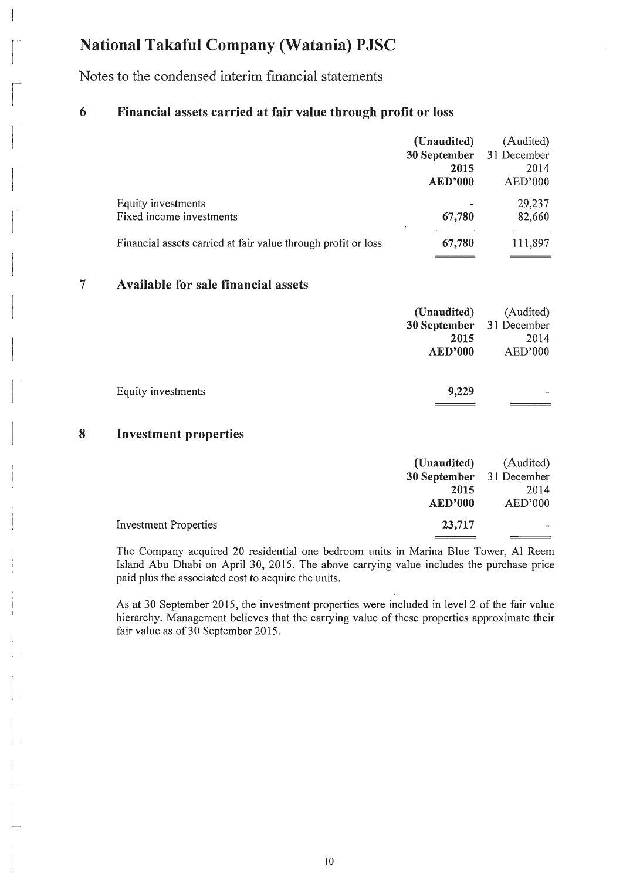# National Takaful Company (Watania) PJSC

Notes to the condensed interim financial statements

## 6 Financial assets carried at fair value through profit or loss

| | **(Unaudited) 30 September 2015 AED'000** | (Audited) 31 December 2014 AED'000 |
|---|---|---|
| Equity investments | **-** | 29,237 |
| Fixed income investments | **67,780** | 82,660 |
| Financial assets carried at fair value through profit or loss | **67,780** | 111,897 |

## 7 Available for sale financial assets

| | **(Unaudited) 30 September 2015 AED'000** | (Audited) 31 December 2014 AED'000 |
|---|---|---|
| Equity investments | **9,229** | - |

## 8 Investment properties

| | **(Unaudited) 30 September 2015 AED'000** | (Audited) 31 December 2014 AED'000 |
|---|---|---|
| Investment Properties | **23,717** | - |

The Company acquired 20 residential one bedroom units in Marina Blue Tower, Al Reem Island Abu Dhabi on April 30, 2015. The above carrying value includes the purchase price paid plus the associated cost to acquire the units.

As at 30 September 2015, the investment properties were included in level 2 of the fair value hierarchy. Management believes that the carrying value of these properties approximate their fair value as of 30 September 2015.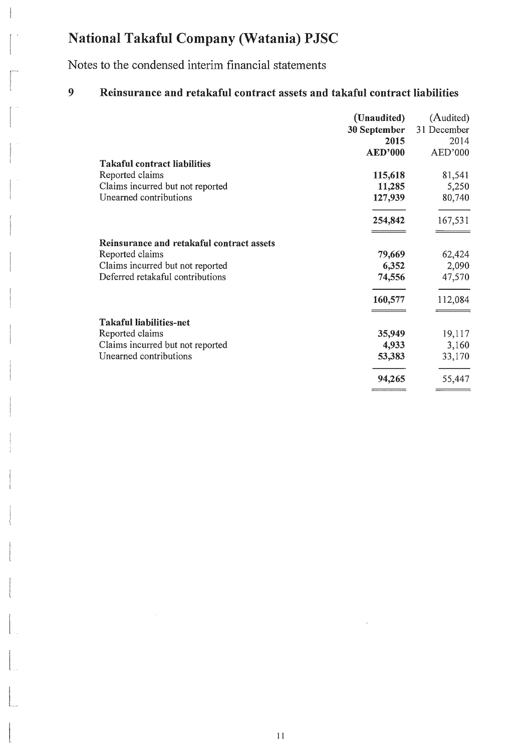# National Takaful Company (Watania) PJSC

Notes to the condensed interim financial statements

## 9 Reinsurance and retakaful contract assets and takaful contract liabilities

| | (Unaudited) 30 September 2015 AED'000 | (Audited) 31 December 2014 AED'000 |
|---|---|---|
| **Takaful contract liabilities** | | |
| Reported claims | **115,618** | 81,541 |
| Claims incurred but not reported | **11,285** | 5,250 |
| Unearned contributions | **127,939** | 80,740 |
| | **254,842** | 167,531 |
| **Reinsurance and retakaful contract assets** | | |
| Reported claims | **79,669** | 62,424 |
| Claims incurred but not reported | **6,352** | 2,090 |
| Deferred retakaful contributions | **74,556** | 47,570 |
| | **160,577** | 112,084 |
| **Takaful liabilities-net** | | |
| Reported claims | **35,949** | 19,117 |
| Claims incurred but not reported | **4,933** | 3,160 |
| Unearned contributions | **53,383** | 33,170 |
| | **94,265** | 55,447 |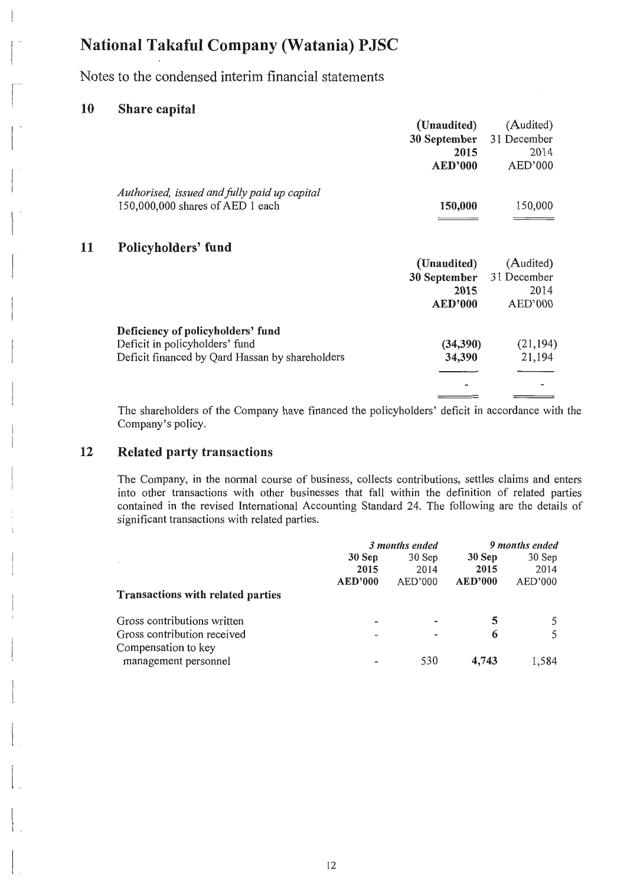# National Takaful Company (Watania) PJSC

Notes to the condensed interim financial statements

## 10 Share capital

| | (Unaudited) 30 September 2015 AED'000 | (Audited) 31 December 2014 AED'000 |
|---|---|---|
| *Authorised, issued and fully paid up capital* | | |
| 150,000,000 shares of AED 1 each | **150,000** | 150,000 |

## 11 Policyholders' fund

| | (Unaudited) 30 September 2015 AED'000 | (Audited) 31 December 2014 AED'000 |
|---|---|---|
| **Deficiency of policyholders' fund** | | |
| Deficit in policyholders' fund | **(34,390)** | (21,194) |
| Deficit financed by Qard Hassan by shareholders | **34,390** | 21,194 |
| | - | - |

The shareholders of the Company have financed the policyholders' deficit in accordance with the Company's policy.

## 12 Related party transactions

The Company, in the normal course of business, collects contributions, settles claims and enters into other transactions with other businesses that fall within the definition of related parties contained in the revised International Accounting Standard 24. The following are the details of significant transactions with related parties.

| | *3 months ended* | | *9 months ended* | |
|---|---|---|---|---|
| | **30 Sep 2015 AED'000** | 30 Sep 2014 AED'000 | **30 Sep 2015 AED'000** | 30 Sep 2014 AED'000 |
| **Transactions with related parties** | | | | |
| Gross contributions written | - | - | **5** | 5 |
| Gross contribution received | - | - | **6** | 5 |
| Compensation to key management personnel | - | 530 | **4,743** | 1,584 |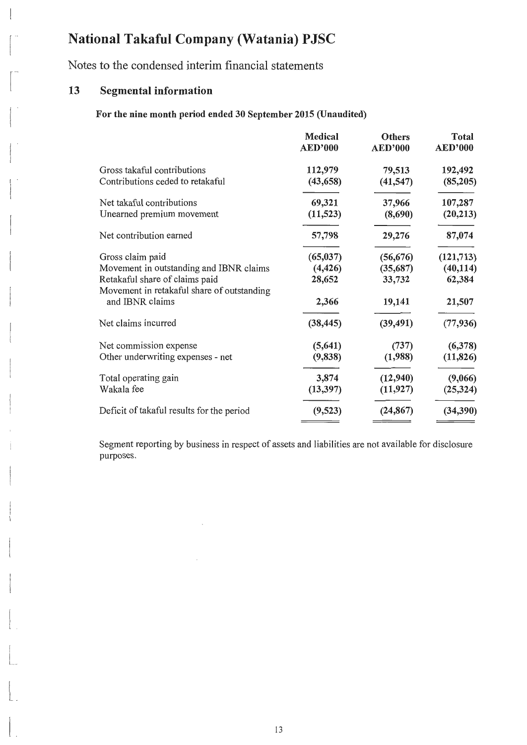# National Takaful Company (Watania) PJSC

Notes to the condensed interim financial statements

## 13 Segmental information

**For the nine month period ended 30 September 2015 (Unaudited)**

| | Medical AED'000 | Others AED'000 | Total AED'000 |
|---|---|---|---|
| Gross takaful contributions | 112,979 | 79,513 | 192,492 |
| Contributions ceded to retakaful | (43,658) | (41,547) | (85,205) |
| Net takaful contributions | 69,321 | 37,966 | 107,287 |
| Unearned premium movement | (11,523) | (8,690) | (20,213) |
| Net contribution earned | 57,798 | 29,276 | 87,074 |
| Gross claim paid | (65,037) | (56,676) | (121,713) |
| Movement in outstanding and IBNR claims | (4,426) | (35,687) | (40,114) |
| Retakaful share of claims paid | 28,652 | 33,732 | 62,384 |
| Movement in retakaful share of outstanding and IBNR claims | 2,366 | 19,141 | 21,507 |
| Net claims incurred | (38,445) | (39,491) | (77,936) |
| Net commission expense | (5,641) | (737) | (6,378) |
| Other underwriting expenses - net | (9,838) | (1,988) | (11,826) |
| Total operating gain | 3,874 | (12,940) | (9,066) |
| Wakala fee | (13,397) | (11,927) | (25,324) |
| Deficit of takaful results for the period | (9,523) | (24,867) | (34,390) |

Segment reporting by business in respect of assets and liabilities are not available for disclosure purposes.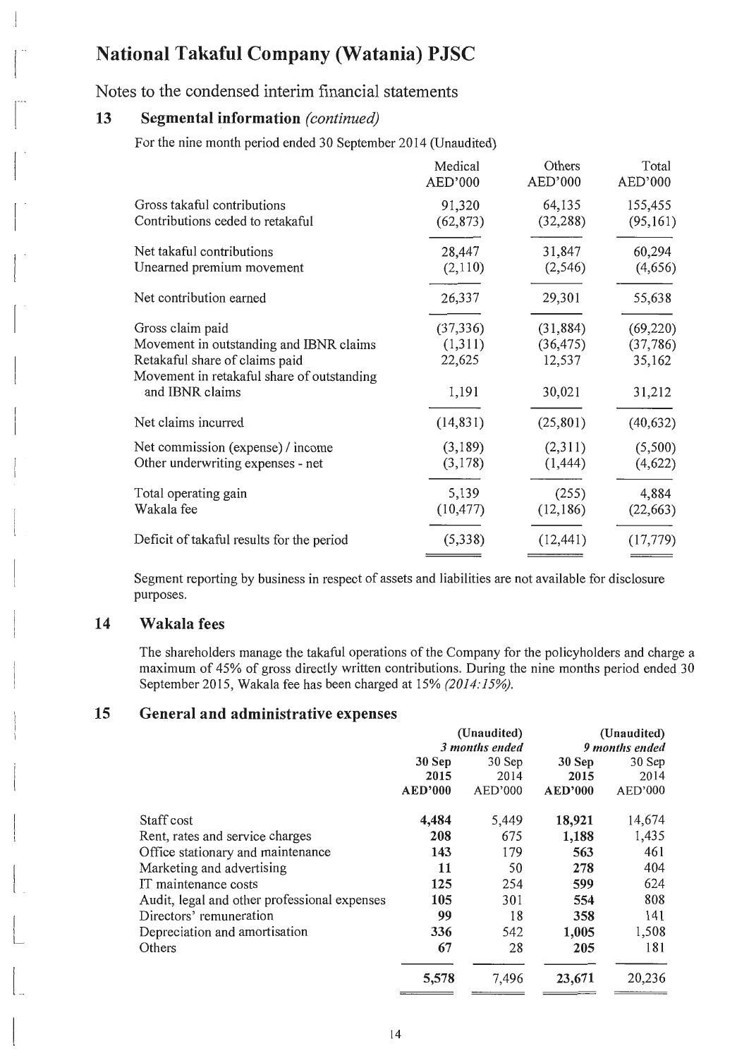# National Takaful Company (Watania) PJSC

## Notes to the condensed interim financial statements

### 13 Segmental information *(continued)*

For the nine month period ended 30 September 2014 (Unaudited)

| | Medical AED'000 | Others AED'000 | Total AED'000 |
|---|---|---|---|
| Gross takaful contributions | 91,320 | 64,135 | 155,455 |
| Contributions ceded to retakaful | (62,873) | (32,288) | (95,161) |
| Net takaful contributions | 28,447 | 31,847 | 60,294 |
| Unearned premium movement | (2,110) | (2,546) | (4,656) |
| Net contribution earned | 26,337 | 29,301 | 55,638 |
| Gross claim paid | (37,336) | (31,884) | (69,220) |
| Movement in outstanding and IBNR claims | (1,311) | (36,475) | (37,786) |
| Retakaful share of claims paid | 22,625 | 12,537 | 35,162 |
| Movement in retakaful share of outstanding and IBNR claims | 1,191 | 30,021 | 31,212 |
| Net claims incurred | (14,831) | (25,801) | (40,632) |
| Net commission (expense) / income | (3,189) | (2,311) | (5,500) |
| Other underwriting expenses - net | (3,178) | (1,444) | (4,622) |
| Total operating gain | 5,139 | (255) | 4,884 |
| Wakala fee | (10,477) | (12,186) | (22,663) |
| Deficit of takaful results for the period | (5,338) | (12,441) | (17,779) |

Segment reporting by business in respect of assets and liabilities are not available for disclosure purposes.

### 14 Wakala fees

The shareholders manage the takaful operations of the Company for the policyholders and charge a maximum of 45% of gross directly written contributions. During the nine months period ended 30 September 2015, Wakala fee has been charged at 15% *(2014:15%)*.

### 15 General and administrative expenses

| | (Unaudited) *3 months ended* | | (Unaudited) *9 months ended* | |
|---|---|---|---|---|
| | **30 Sep 2015 AED'000** | 30 Sep 2014 AED'000 | **30 Sep 2015 AED'000** | 30 Sep 2014 AED'000 |
| Staff cost | **4,484** | 5,449 | **18,921** | 14,674 |
| Rent, rates and service charges | **208** | 675 | **1,188** | 1,435 |
| Office stationary and maintenance | **143** | 179 | **563** | 461 |
| Marketing and advertising | **11** | 50 | **278** | 404 |
| IT maintenance costs | **125** | 254 | **599** | 624 |
| Audit, legal and other professional expenses | **105** | 301 | **554** | 808 |
| Directors' remuneration | **99** | 18 | **358** | 141 |
| Depreciation and amortisation | **336** | 542 | **1,005** | 1,508 |
| Others | **67** | 28 | **205** | 181 |
| | **5,578** | 7,496 | **23,671** | 20,236 |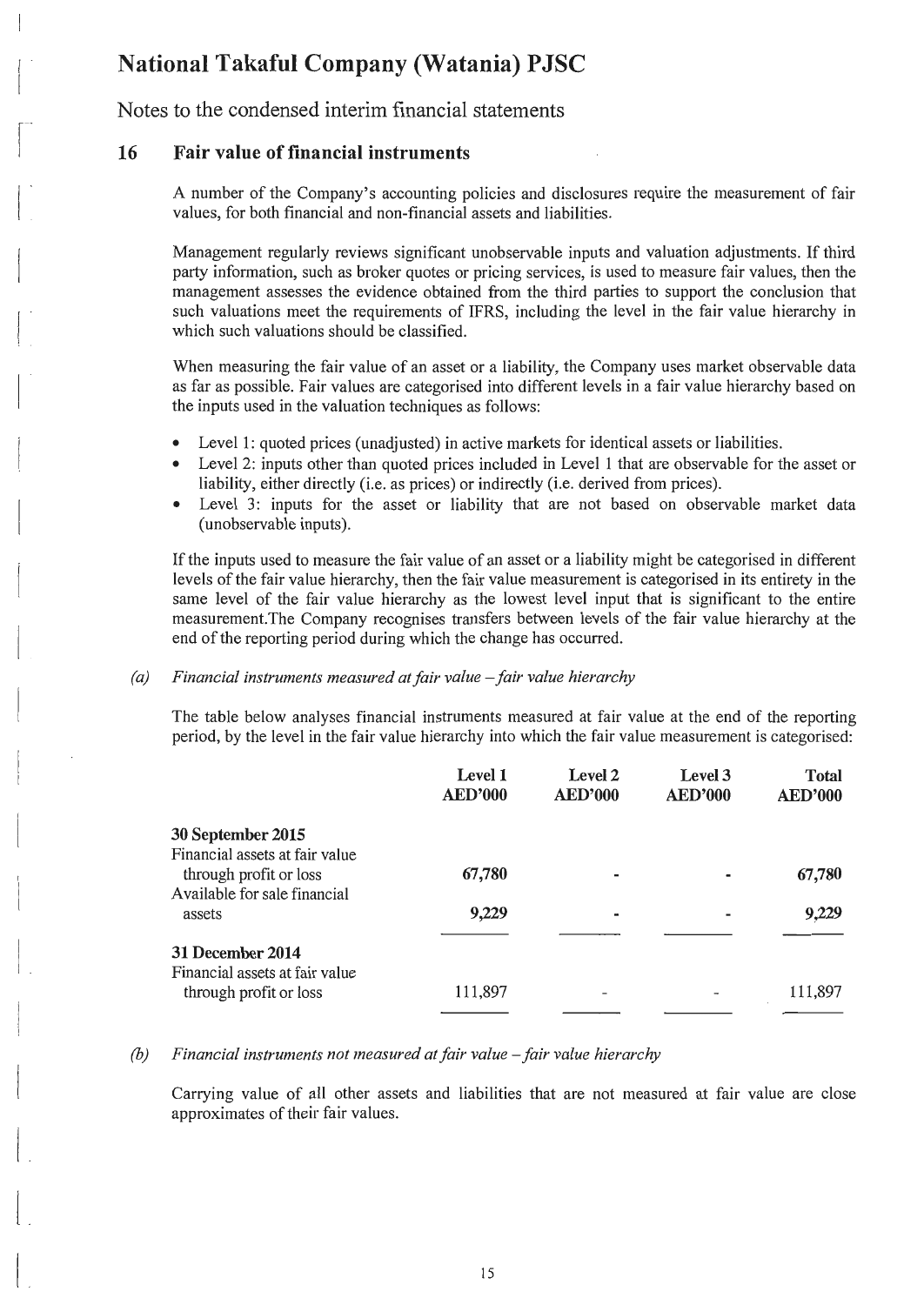# National Takaful Company (Watania) PJSC

Notes to the condensed interim financial statements

## 16 Fair value of financial instruments

A number of the Company's accounting policies and disclosures require the measurement of fair values, for both financial and non-financial assets and liabilities.

Management regularly reviews significant unobservable inputs and valuation adjustments. If third party information, such as broker quotes or pricing services, is used to measure fair values, then the management assesses the evidence obtained from the third parties to support the conclusion that such valuations meet the requirements of IFRS, including the level in the fair value hierarchy in which such valuations should be classified.

When measuring the fair value of an asset or a liability, the Company uses market observable data as far as possible. Fair values are categorised into different levels in a fair value hierarchy based on the inputs used in the valuation techniques as follows:

- Level 1: quoted prices (unadjusted) in active markets for identical assets or liabilities.
- Level 2: inputs other than quoted prices included in Level 1 that are observable for the asset or liability, either directly (i.e. as prices) or indirectly (i.e. derived from prices).
- Level 3: inputs for the asset or liability that are not based on observable market data (unobservable inputs).

If the inputs used to measure the fair value of an asset or a liability might be categorised in different levels of the fair value hierarchy, then the fair value measurement is categorised in its entirety in the same level of the fair value hierarchy as the lowest level input that is significant to the entire measurement.The Company recognises transfers between levels of the fair value hierarchy at the end of the reporting period during which the change has occurred.

*(a) Financial instruments measured at fair value – fair value hierarchy*

The table below analyses financial instruments measured at fair value at the end of the reporting period, by the level in the fair value hierarchy into which the fair value measurement is categorised:

| | Level 1 AED'000 | Level 2 AED'000 | Level 3 AED'000 | Total AED'000 |
|---|---|---|---|---|
| **30 September 2015** | | | | |
| Financial assets at fair value through profit or loss | **67,780** | **-** | **-** | **67,780** |
| Available for sale financial assets | **9,229** | **-** | **-** | **9,229** |
| **31 December 2014** | | | | |
| Financial assets at fair value through profit or loss | 111,897 | - | - | 111,897 |

*(b) Financial instruments not measured at fair value – fair value hierarchy*

Carrying value of all other assets and liabilities that are not measured at fair value are close approximates of their fair values.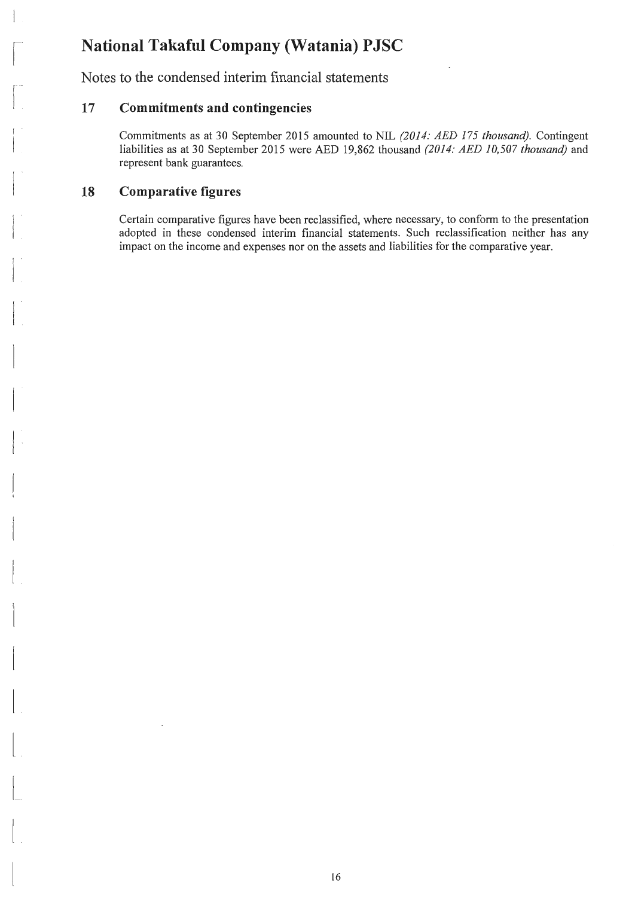# National Takaful Company (Watania) PJSC

Notes to the condensed interim financial statements

## 17 Commitments and contingencies

Commitments as at 30 September 2015 amounted to NIL *(2014: AED 175 thousand)*. Contingent liabilities as at 30 September 2015 were AED 19,862 thousand *(2014: AED 10,507 thousand)* and represent bank guarantees.

## 18 Comparative figures

Certain comparative figures have been reclassified, where necessary, to conform to the presentation adopted in these condensed interim financial statements. Such reclassification neither has any impact on the income and expenses nor on the assets and liabilities for the comparative year.